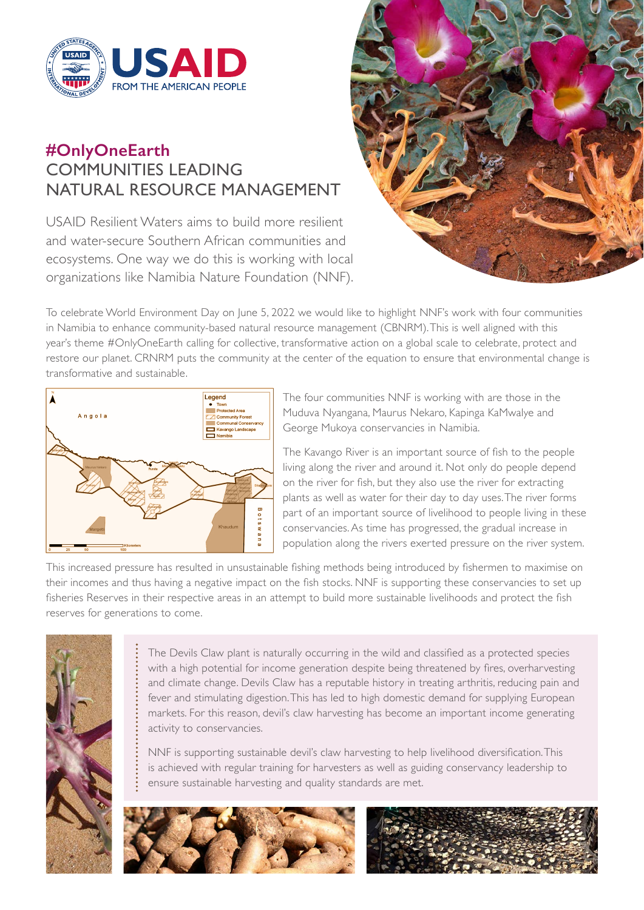USAID
FROM THE AMERICAN PEOPLE

## #OnlyOneEarth
# COMMUNITIES LEADING NATURAL RESOURCE MANAGEMENT

USAID Resilient Waters aims to build more resilient and water-secure Southern African communities and ecosystems. One way we do this is working with local organizations like Namibia Nature Foundation (NNF).

To celebrate World Environment Day on June 5, 2022 we would like to highlight NNF's work with four communities in Namibia to enhance community-based natural resource management (CBNRM). This is well aligned with this year's theme #OnlyOneEarth calling for collective, transformative action on a global scale to celebrate, protect and restore our planet. CRNRM puts the community at the center of the equation to ensure that environmental change is transformative and sustainable.

The four communities NNF is working with are those in the Muduva Nyangana, Maurus Nekaro, Kapinga KaMwalye and George Mukoya conservancies in Namibia.

The Kavango River is an important source of fish to the people living along the river and around it. Not only do people depend on the river for fish, but they also use the river for extracting plants as well as water for their day to day uses. The river forms part of an important source of livelihood to people living in these conservancies. As time has progressed, the gradual increase in population along the rivers exerted pressure on the river system.

This increased pressure has resulted in unsustainable fishing methods being introduced by fishermen to maximise on their incomes and thus having a negative impact on the fish stocks. NNF is supporting these conservancies to set up fisheries Reserves in their respective areas in an attempt to build more sustainable livelihoods and protect the fish reserves for generations to come.

The Devils Claw plant is naturally occurring in the wild and classified as a protected species with a high potential for income generation despite being threatened by fires, overharvesting and climate change. Devils Claw has a reputable history in treating arthritis, reducing pain and fever and stimulating digestion. This has led to high domestic demand for supplying European markets. For this reason, devil's claw harvesting has become an important income generating activity to conservancies.

NNF is supporting sustainable devil's claw harvesting to help livelihood diversification. This is achieved with regular training for harvesters as well as guiding conservancy leadership to ensure sustainable harvesting and quality standards are met.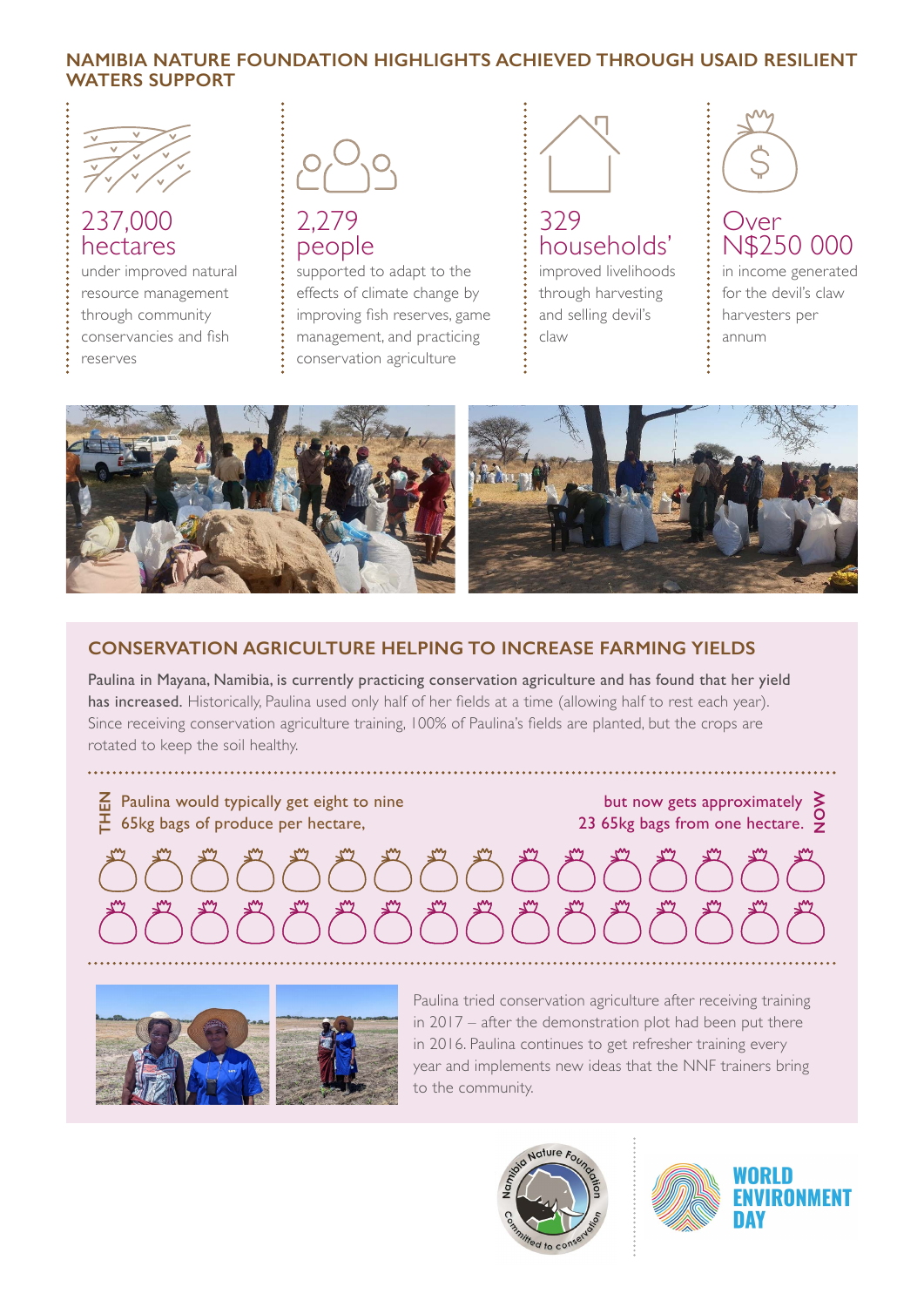## NAMIBIA NATURE FOUNDATION HIGHLIGHTS ACHIEVED THROUGH USAID RESILIENT WATERS SUPPORT

**237,000 hectares**
under improved natural resource management through community conservancies and fish reserves

**2,279 people**
supported to adapt to the effects of climate change by improving fish reserves, game management, and practicing conservation agriculture

**329 households'**
improved livelihoods through harvesting and selling devil's claw

**Over N$250 000**
in income generated for the devil's claw harvesters per annum

## CONSERVATION AGRICULTURE HELPING TO INCREASE FARMING YIELDS

**Paulina in Mayana, Namibia, is currently practicing conservation agriculture and has found that her yield has increased.** Historically, Paulina used only half of her fields at a time (allowing half to rest each year). Since receiving conservation agriculture training, 100% of Paulina's fields are planted, but the crops are rotated to keep the soil healthy.

**THEN** Paulina would typically get eight to nine 65kg bags of produce per hectare,

but now gets approximately 23 65kg bags from one hectare. **NOW**

Paulina tried conservation agriculture after receiving training in 2017 – after the demonstration plot had been put there in 2016. Paulina continues to get refresher training every year and implements new ideas that the NNF trainers bring to the community.

Namibia Nature Foundation – Committed to conservation

WORLD ENVIRONMENT DAY